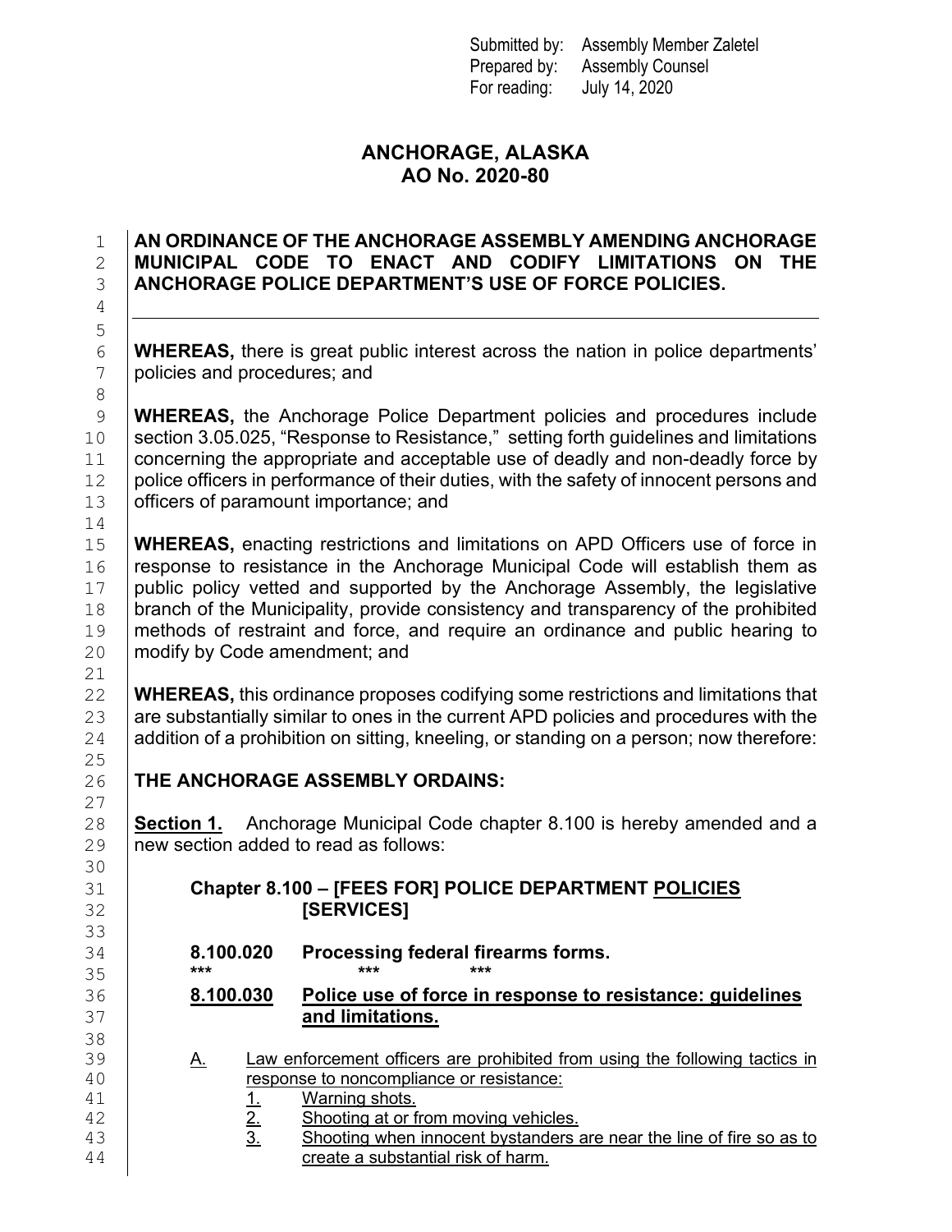Submitted by: Assembly Member Zaletel
Prepared by: Assembly Counsel
For reading: July 14, 2020

# ANCHORAGE, ALASKA
# AO No. 2020-80

**AN ORDINANCE OF THE ANCHORAGE ASSEMBLY AMENDING ANCHORAGE MUNICIPAL CODE TO ENACT AND CODIFY LIMITATIONS ON THE ANCHORAGE POLICE DEPARTMENT'S USE OF FORCE POLICIES.**

---

**WHEREAS,** there is great public interest across the nation in police departments' policies and procedures; and

**WHEREAS,** the Anchorage Police Department policies and procedures include section 3.05.025, "Response to Resistance," setting forth guidelines and limitations concerning the appropriate and acceptable use of deadly and non-deadly force by police officers in performance of their duties, with the safety of innocent persons and officers of paramount importance; and

**WHEREAS,** enacting restrictions and limitations on APD Officers use of force in response to resistance in the Anchorage Municipal Code will establish them as public policy vetted and supported by the Anchorage Assembly, the legislative branch of the Municipality, provide consistency and transparency of the prohibited methods of restraint and force, and require an ordinance and public hearing to modify by Code amendment; and

**WHEREAS,** this ordinance proposes codifying some restrictions and limitations that are substantially similar to ones in the current APD policies and procedures with the addition of a prohibition on sitting, kneeling, or standing on a person; now therefore:

**THE ANCHORAGE ASSEMBLY ORDAINS:**

**Section 1.** Anchorage Municipal Code chapter 8.100 is hereby amended and a new section added to read as follows:

**Chapter 8.100 – [FEES FOR] POLICE DEPARTMENT POLICIES [SERVICES]**

**8.100.020 Processing federal firearms forms.**

*** *** ***

**8.100.030 Police use of force in response to resistance: guidelines and limitations.**

A. Law enforcement officers are prohibited from using the following tactics in response to noncompliance or resistance:

1. Warning shots.
2. Shooting at or from moving vehicles.
3. Shooting when innocent bystanders are near the line of fire so as to create a substantial risk of harm.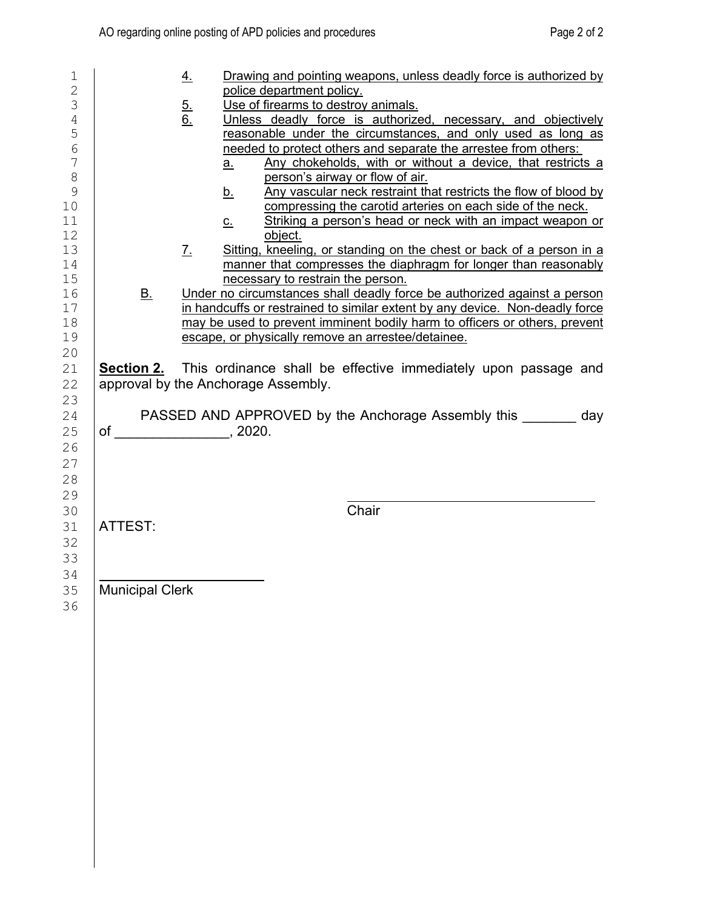4. Drawing and pointing weapons, unless deadly force is authorized by police department policy.
5. Use of firearms to destroy animals.
6. Unless deadly force is authorized, necessary, and objectively reasonable under the circumstances, and only used as long as needed to protect others and separate the arrestee from others:
   a. Any chokeholds, with or without a device, that restricts a person's airway or flow of air.
   b. Any vascular neck restraint that restricts the flow of blood by compressing the carotid arteries on each side of the neck.
   c. Striking a person's head or neck with an impact weapon or object.
7. Sitting, kneeling, or standing on the chest or back of a person in a manner that compresses the diaphragm for longer than reasonably necessary to restrain the person.

B. Under no circumstances shall deadly force be authorized against a person in handcuffs or restrained to similar extent by any device. Non-deadly force may be used to prevent imminent bodily harm to officers or others, prevent escape, or physically remove an arrestee/detainee.

**Section 2.** This ordinance shall be effective immediately upon passage and approval by the Anchorage Assembly.

PASSED AND APPROVED by the Anchorage Assembly this _______ day of _______________, 2020.

_________________________________
Chair

ATTEST:

_____________________
Municipal Clerk